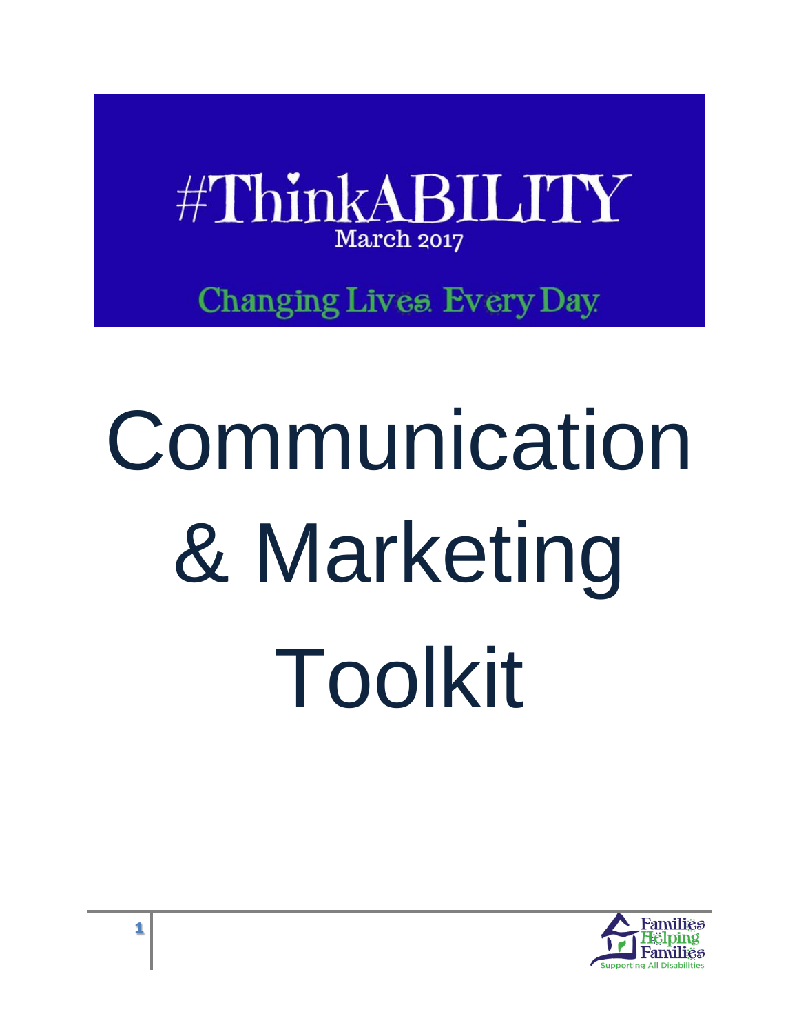#ThinkABILITY

March 2017

Changing Lives. Every Day.

# Communication & Marketing Toolkit

Families Helping Families

Supporting All Disabilities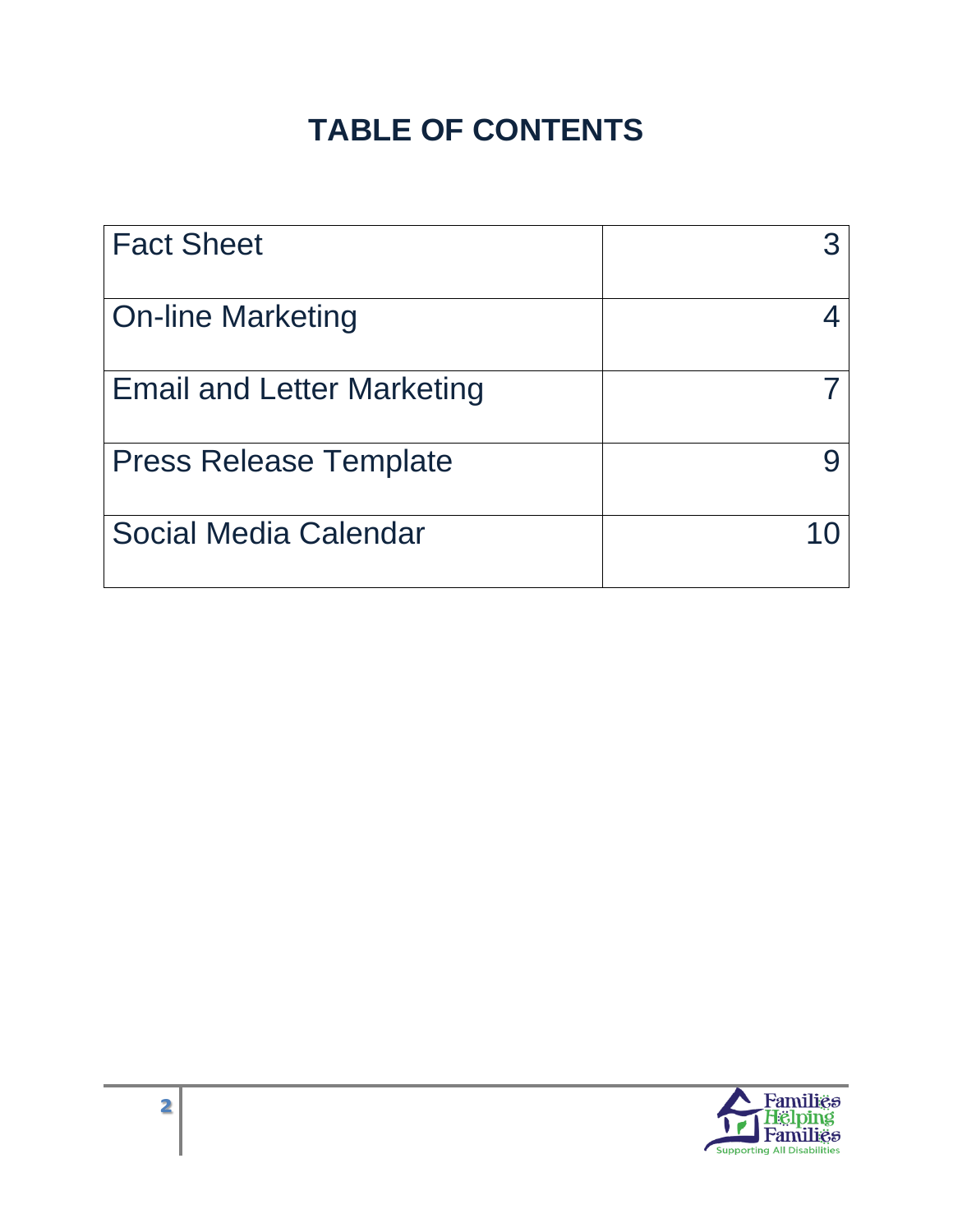# TABLE OF CONTENTS

| | |
|---|---|
| Fact Sheet | 3 |
| On-line Marketing | 4 |
| Email and Letter Marketing | 7 |
| Press Release Template | 9 |
| Social Media Calendar | 10 |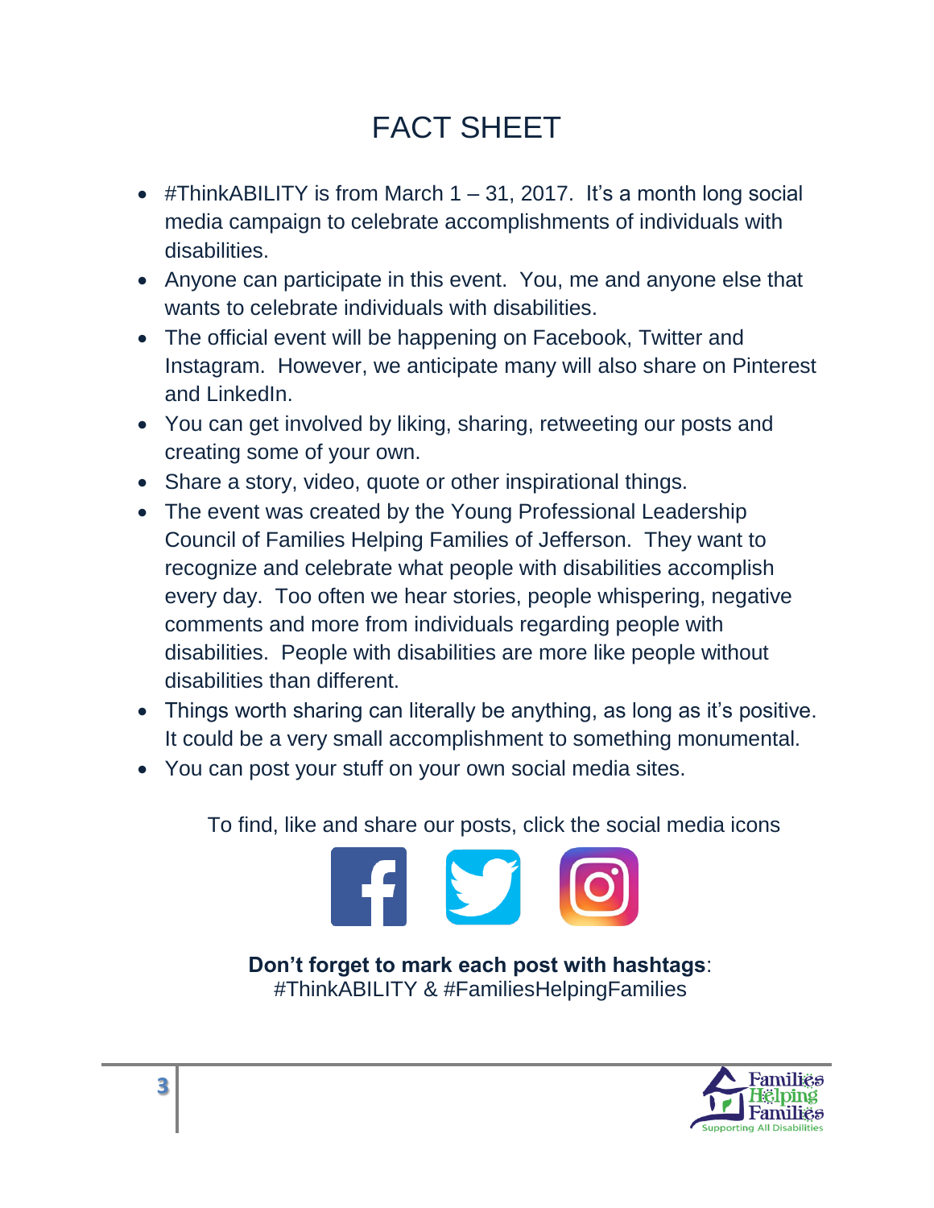# FACT SHEET

- #ThinkABILITY is from March 1 – 31, 2017. It's a month long social media campaign to celebrate accomplishments of individuals with disabilities.
- Anyone can participate in this event. You, me and anyone else that wants to celebrate individuals with disabilities.
- The official event will be happening on Facebook, Twitter and Instagram. However, we anticipate many will also share on Pinterest and LinkedIn.
- You can get involved by liking, sharing, retweeting our posts and creating some of your own.
- Share a story, video, quote or other inspirational things.
- The event was created by the Young Professional Leadership Council of Families Helping Families of Jefferson. They want to recognize and celebrate what people with disabilities accomplish every day. Too often we hear stories, people whispering, negative comments and more from individuals regarding people with disabilities. People with disabilities are more like people without disabilities than different.
- Things worth sharing can literally be anything, as long as it's positive. It could be a very small accomplishment to something monumental.
- You can post your stuff on your own social media sites.

To find, like and share our posts, click the social media icons

**Don't forget to mark each post with hashtags**: #ThinkABILITY & #FamiliesHelpingFamilies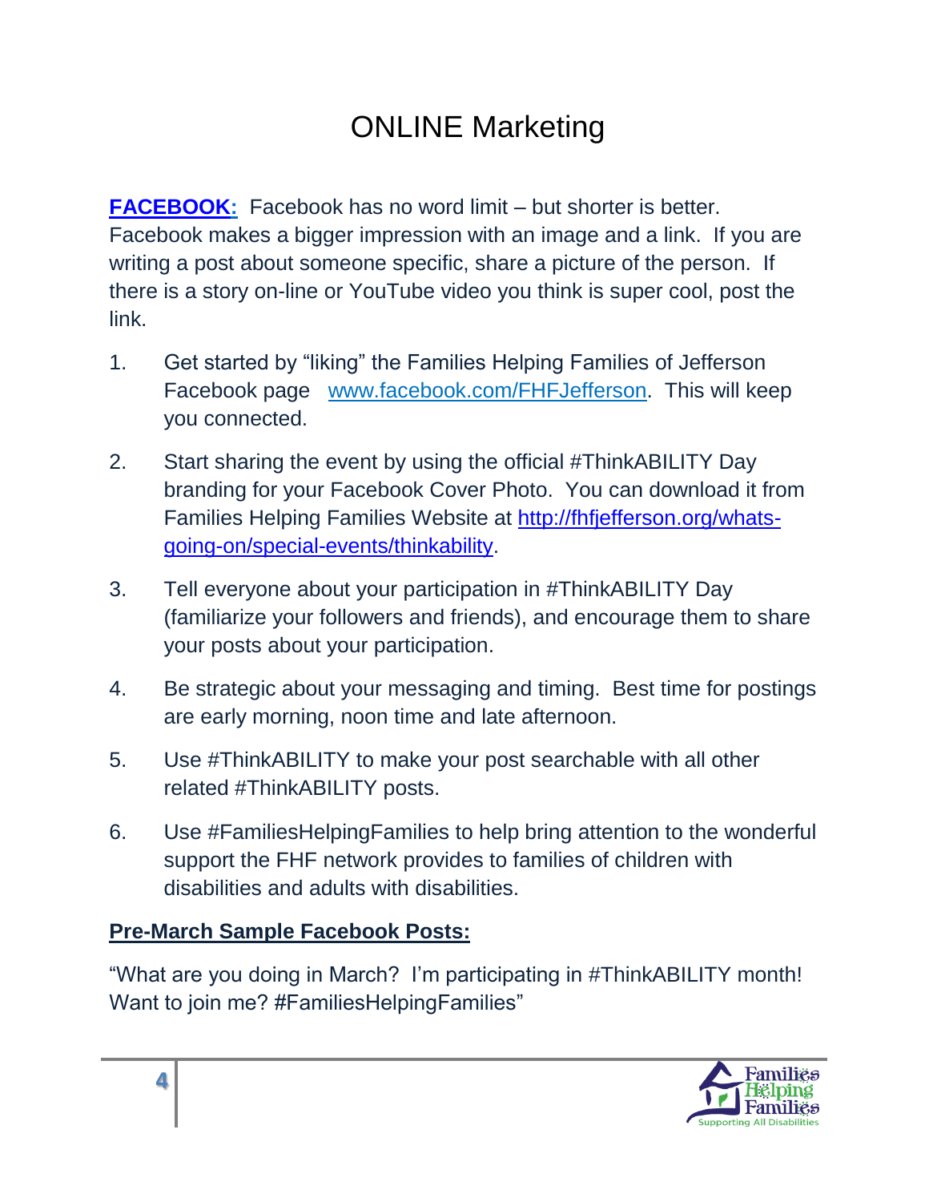# ONLINE Marketing

**FACEBOOK:** Facebook has no word limit – but shorter is better. Facebook makes a bigger impression with an image and a link. If you are writing a post about someone specific, share a picture of the person. If there is a story on-line or YouTube video you think is super cool, post the link.

1. Get started by "liking" the Families Helping Families of Jefferson Facebook page www.facebook.com/FHFJefferson. This will keep you connected.
2. Start sharing the event by using the official #ThinkABILITY Day branding for your Facebook Cover Photo. You can download it from Families Helping Families Website at http://fhfjefferson.org/whats-going-on/special-events/thinkability.
3. Tell everyone about your participation in #ThinkABILITY Day (familiarize your followers and friends), and encourage them to share your posts about your participation.
4. Be strategic about your messaging and timing. Best time for postings are early morning, noon time and late afternoon.
5. Use #ThinkABILITY to make your post searchable with all other related #ThinkABILITY posts.
6. Use #FamiliesHelpingFamilies to help bring attention to the wonderful support the FHF network provides to families of children with disabilities and adults with disabilities.

**Pre-March Sample Facebook Posts:**

"What are you doing in March? I'm participating in #ThinkABILITY month! Want to join me? #FamiliesHelpingFamilies"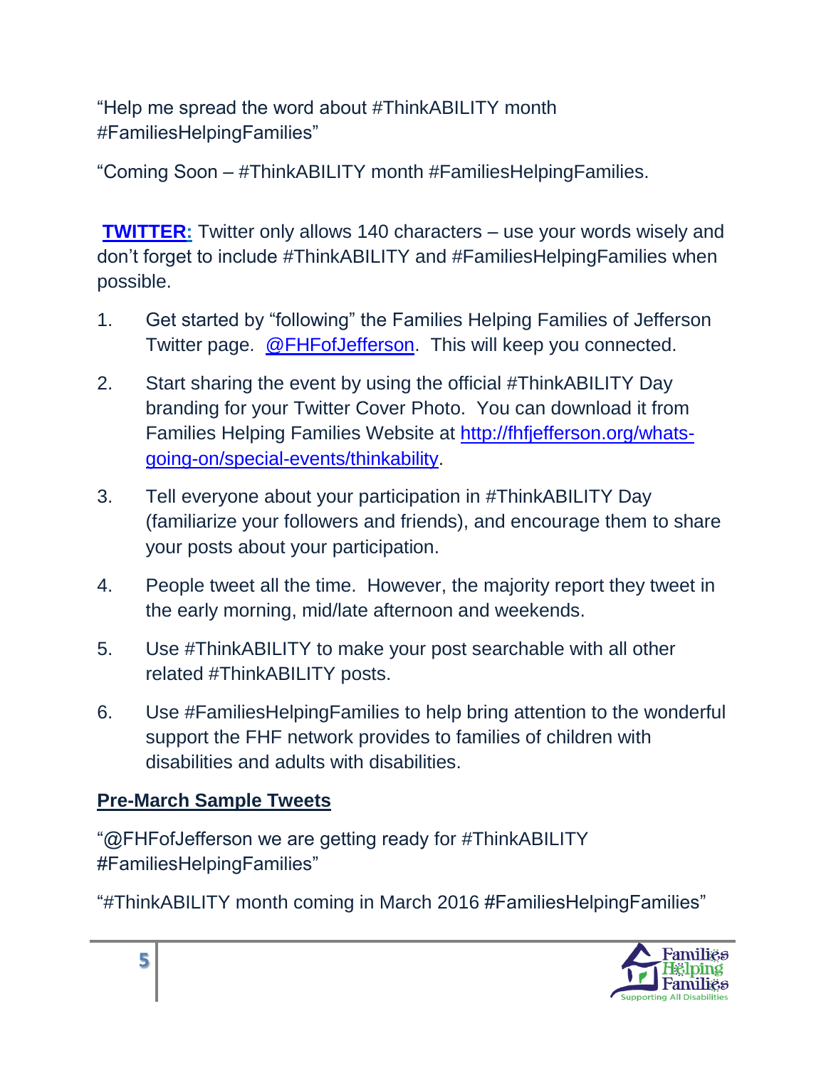"Help me spread the word about #ThinkABILITY month #FamiliesHelpingFamilies"

"Coming Soon – #ThinkABILITY month #FamiliesHelpingFamilies.

**TWITTER:** Twitter only allows 140 characters – use your words wisely and don't forget to include #ThinkABILITY and #FamiliesHelpingFamilies when possible.

1. Get started by "following" the Families Helping Families of Jefferson Twitter page. @FHFofJefferson. This will keep you connected.
2. Start sharing the event by using the official #ThinkABILITY Day branding for your Twitter Cover Photo. You can download it from Families Helping Families Website at http://fhfjefferson.org/whats-going-on/special-events/thinkability.
3. Tell everyone about your participation in #ThinkABILITY Day (familiarize your followers and friends), and encourage them to share your posts about your participation.
4. People tweet all the time. However, the majority report they tweet in the early morning, mid/late afternoon and weekends.
5. Use #ThinkABILITY to make your post searchable with all other related #ThinkABILITY posts.
6. Use #FamiliesHelpingFamilies to help bring attention to the wonderful support the FHF network provides to families of children with disabilities and adults with disabilities.

**Pre-March Sample Tweets**

"@FHFofJefferson we are getting ready for #ThinkABILITY #FamiliesHelpingFamilies"

"#ThinkABILITY month coming in March 2016 #FamiliesHelpingFamilies"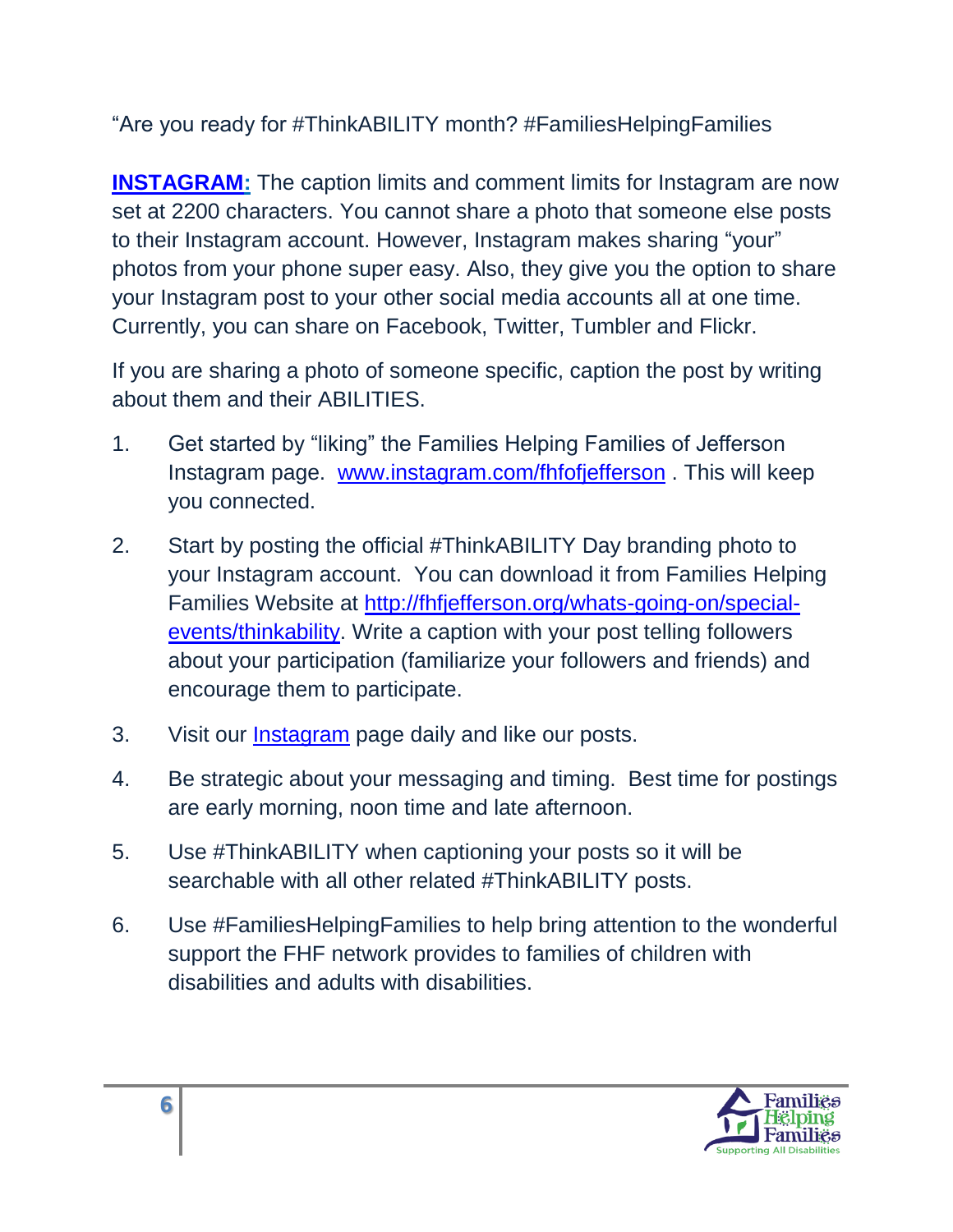“Are you ready for #ThinkABILITY month? #FamiliesHelpingFamilies

**INSTAGRAM:** The caption limits and comment limits for Instagram are now set at 2200 characters. You cannot share a photo that someone else posts to their Instagram account. However, Instagram makes sharing “your” photos from your phone super easy. Also, they give you the option to share your Instagram post to your other social media accounts all at one time. Currently, you can share on Facebook, Twitter, Tumbler and Flickr.

If you are sharing a photo of someone specific, caption the post by writing about them and their ABILITIES.

1. Get started by “liking” the Families Helping Families of Jefferson Instagram page. www.instagram.com/fhfofjefferson . This will keep you connected.
2. Start by posting the official #ThinkABILITY Day branding photo to your Instagram account. You can download it from Families Helping Families Website at http://fhfjefferson.org/whats-going-on/special-events/thinkability. Write a caption with your post telling followers about your participation (familiarize your followers and friends) and encourage them to participate.
3. Visit our Instagram page daily and like our posts.
4. Be strategic about your messaging and timing. Best time for postings are early morning, noon time and late afternoon.
5. Use #ThinkABILITY when captioning your posts so it will be searchable with all other related #ThinkABILITY posts.
6. Use #FamiliesHelpingFamilies to help bring attention to the wonderful support the FHF network provides to families of children with disabilities and adults with disabilities.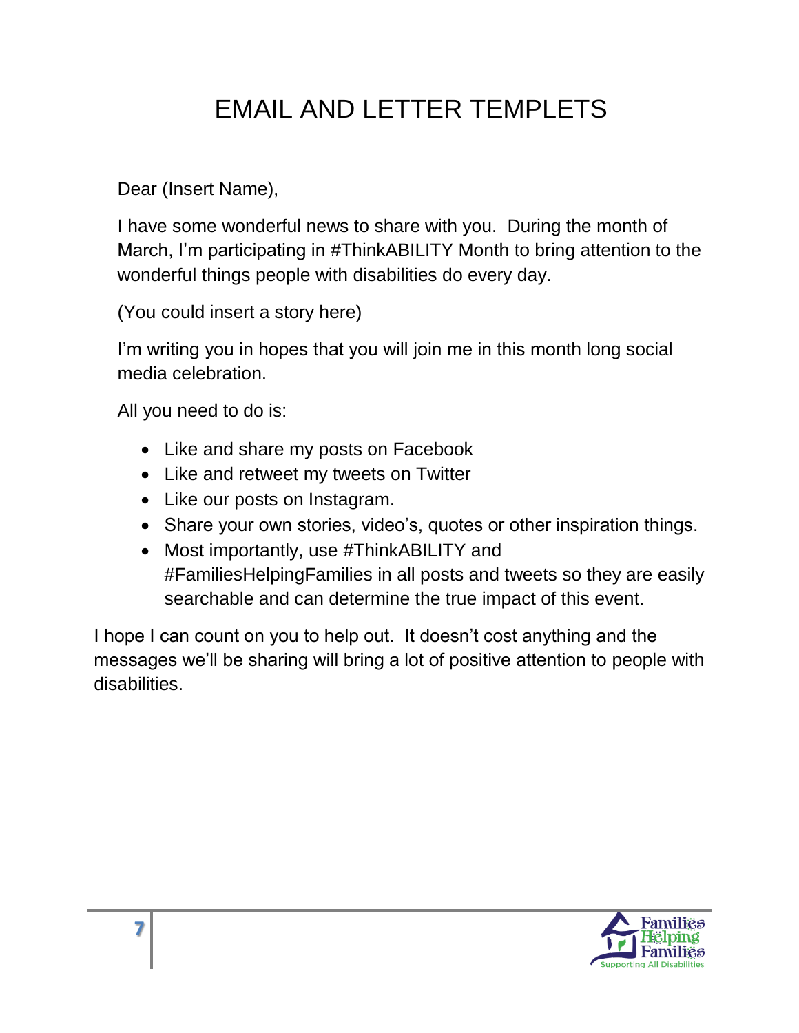# EMAIL AND LETTER TEMPLETS

Dear (Insert Name),

I have some wonderful news to share with you. During the month of March, I'm participating in #ThinkABILITY Month to bring attention to the wonderful things people with disabilities do every day.

(You could insert a story here)

I'm writing you in hopes that you will join me in this month long social media celebration.

All you need to do is:

- Like and share my posts on Facebook
- Like and retweet my tweets on Twitter
- Like our posts on Instagram.
- Share your own stories, video's, quotes or other inspiration things.
- Most importantly, use #ThinkABILITY and #FamiliesHelpingFamilies in all posts and tweets so they are easily searchable and can determine the true impact of this event.

I hope I can count on you to help out. It doesn't cost anything and the messages we'll be sharing will bring a lot of positive attention to people with disabilities.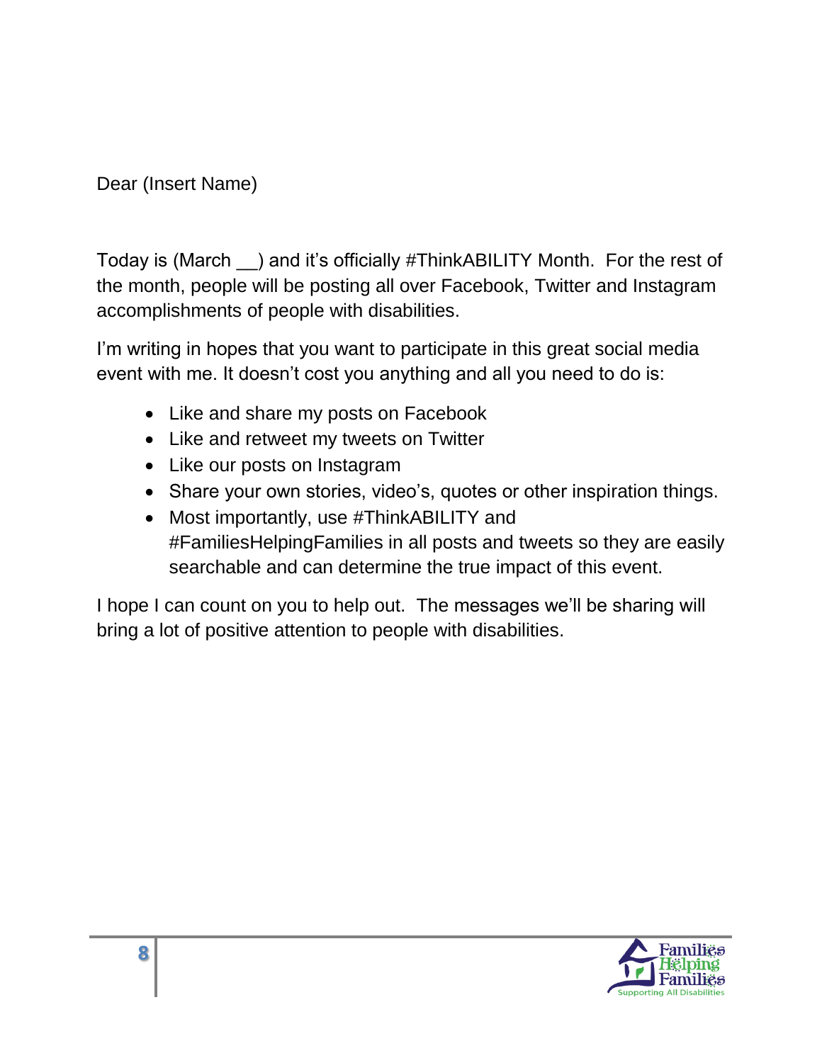Dear (Insert Name)

Today is (March __) and it's officially #ThinkABILITY Month. For the rest of the month, people will be posting all over Facebook, Twitter and Instagram accomplishments of people with disabilities.

I'm writing in hopes that you want to participate in this great social media event with me. It doesn't cost you anything and all you need to do is:

- Like and share my posts on Facebook
- Like and retweet my tweets on Twitter
- Like our posts on Instagram
- Share your own stories, video's, quotes or other inspiration things.
- Most importantly, use #ThinkABILITY and #FamiliesHelpingFamilies in all posts and tweets so they are easily searchable and can determine the true impact of this event.

I hope I can count on you to help out. The messages we'll be sharing will bring a lot of positive attention to people with disabilities.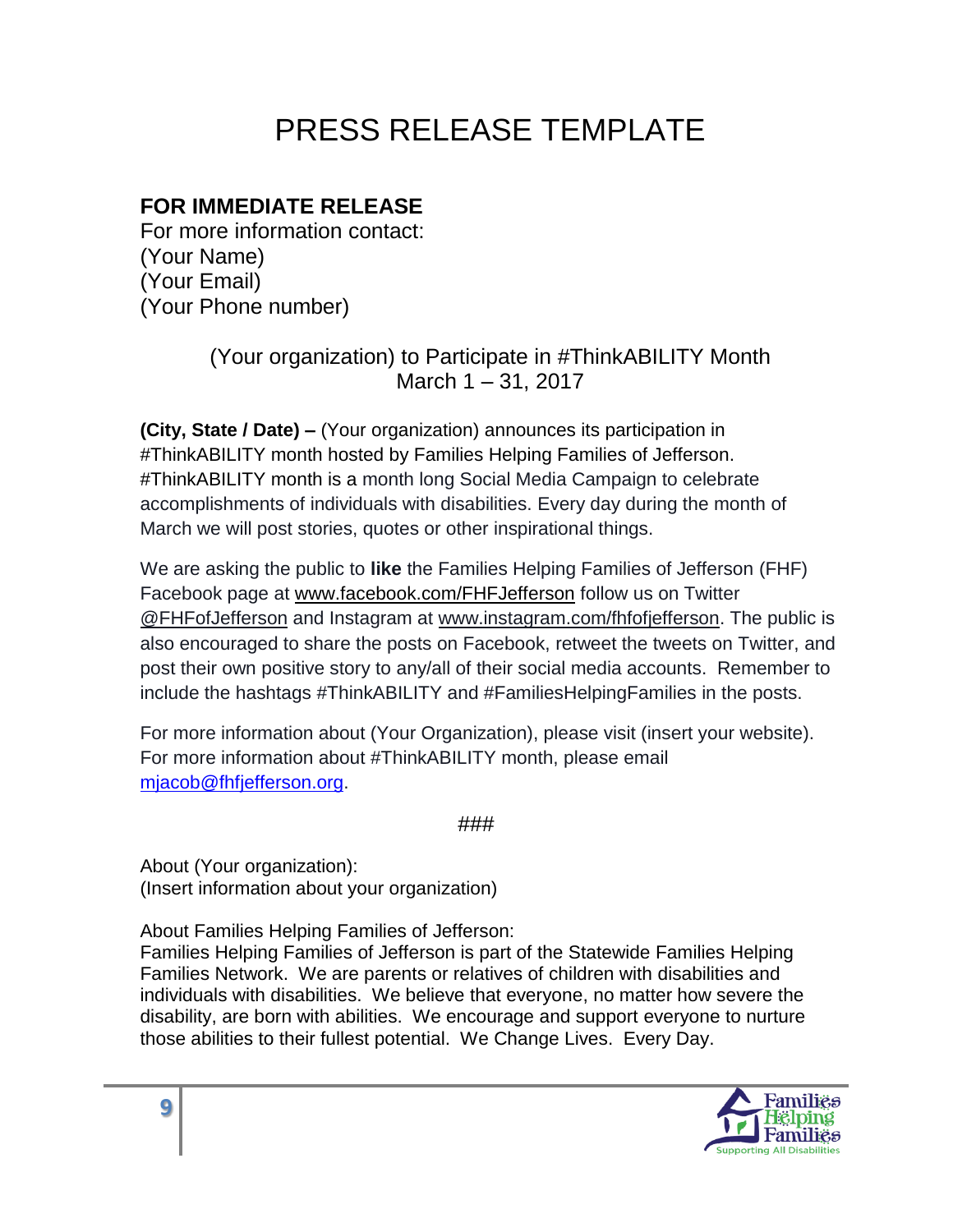# PRESS RELEASE TEMPLATE

**FOR IMMEDIATE RELEASE**
For more information contact:
(Your Name)
(Your Email)
(Your Phone number)

(Your organization) to Participate in #ThinkABILITY Month
March 1 – 31, 2017

**(City, State / Date) –** (Your organization) announces its participation in #ThinkABILITY month hosted by Families Helping Families of Jefferson. #ThinkABILITY month is a month long Social Media Campaign to celebrate accomplishments of individuals with disabilities. Every day during the month of March we will post stories, quotes or other inspirational things.

We are asking the public to **like** the Families Helping Families of Jefferson (FHF) Facebook page at www.facebook.com/FHFJefferson follow us on Twitter @FHFofJefferson and Instagram at www.instagram.com/fhfofjefferson. The public is also encouraged to share the posts on Facebook, retweet the tweets on Twitter, and post their own positive story to any/all of their social media accounts. Remember to include the hashtags #ThinkABILITY and #FamiliesHelpingFamilies in the posts.

For more information about (Your Organization), please visit (insert your website). For more information about #ThinkABILITY month, please email mjacob@fhfjefferson.org.

###

About (Your organization):
(Insert information about your organization)

About Families Helping Families of Jefferson:
Families Helping Families of Jefferson is part of the Statewide Families Helping Families Network. We are parents or relatives of children with disabilities and individuals with disabilities. We believe that everyone, no matter how severe the disability, are born with abilities. We encourage and support everyone to nurture those abilities to their fullest potential. We Change Lives. Every Day.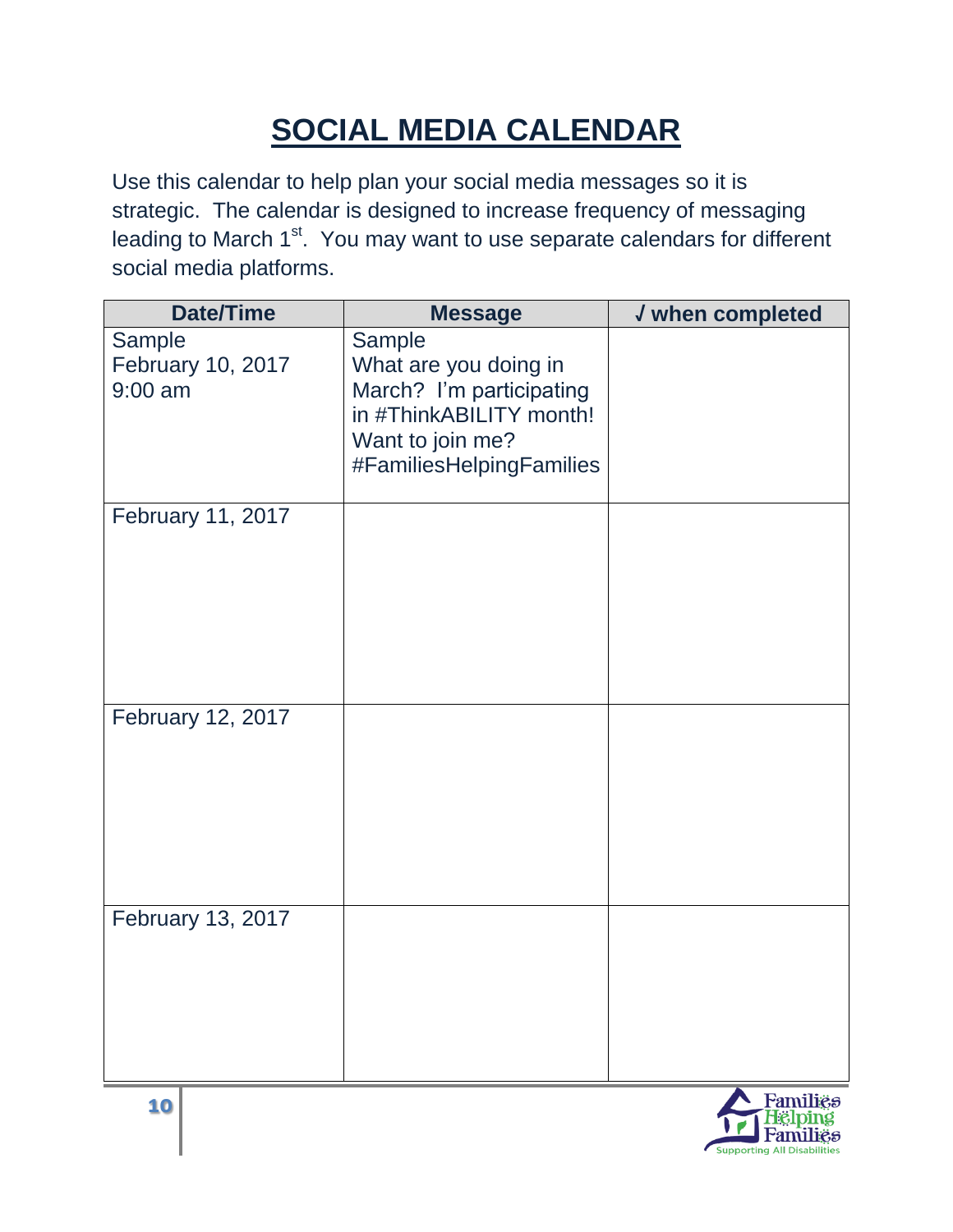# SOCIAL MEDIA CALENDAR

Use this calendar to help plan your social media messages so it is strategic. The calendar is designed to increase frequency of messaging leading to March 1st. You may want to use separate calendars for different social media platforms.

| Date/Time | Message | √ when completed |
|---|---|---|
| Sample<br>February 10, 2017<br>9:00 am | Sample<br>What are you doing in March? I'm participating in #ThinkABILITY month! Want to join me? #FamiliesHelpingFamilies | |
| February 11, 2017 | | |
| February 12, 2017 | | |
| February 13, 2017 | | |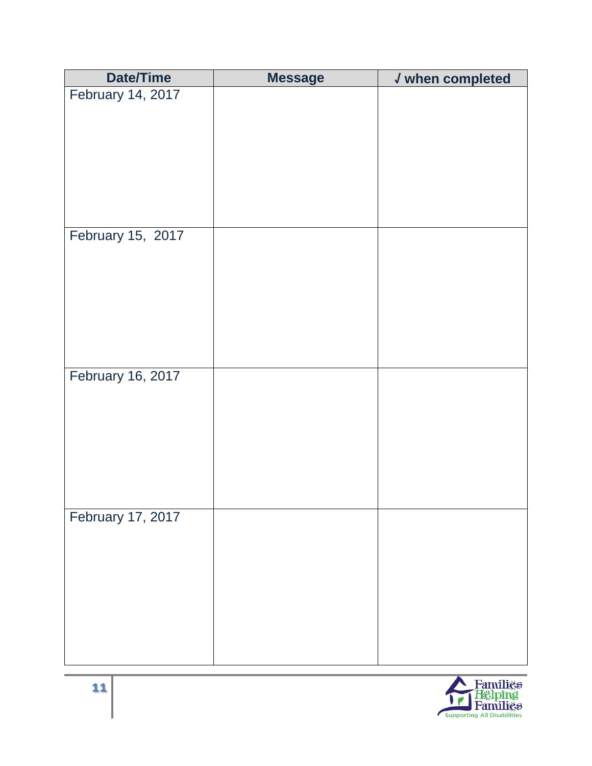| Date/Time | Message | √ when completed |
| --- | --- | --- |
| February 14, 2017 | | |
| February 15,  2017 | | |
| February 16, 2017 | | |
| February 17, 2017 | | |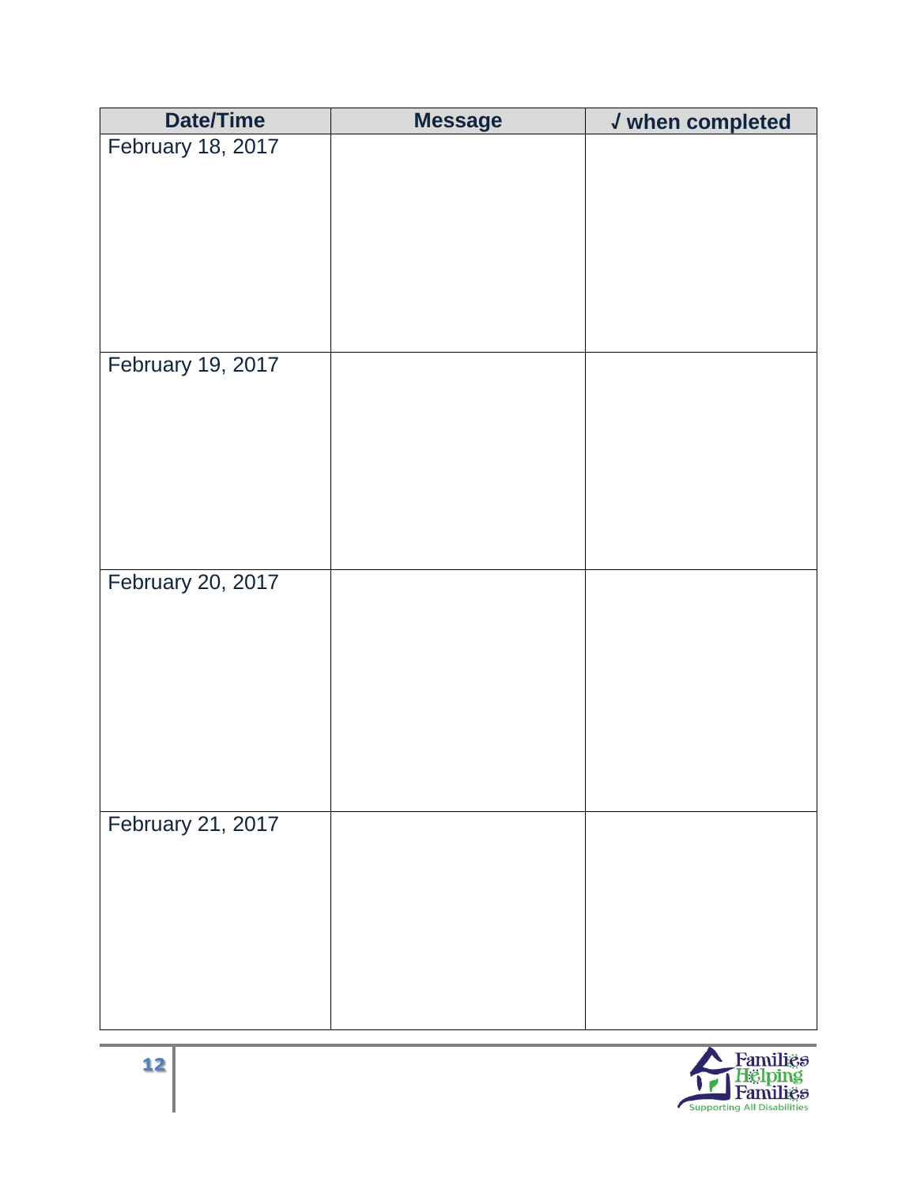| Date/Time | Message | √ when completed |
|---|---|---|
| February 18, 2017 | | |
| February 19, 2017 | | |
| February 20, 2017 | | |
| February 21, 2017 | | |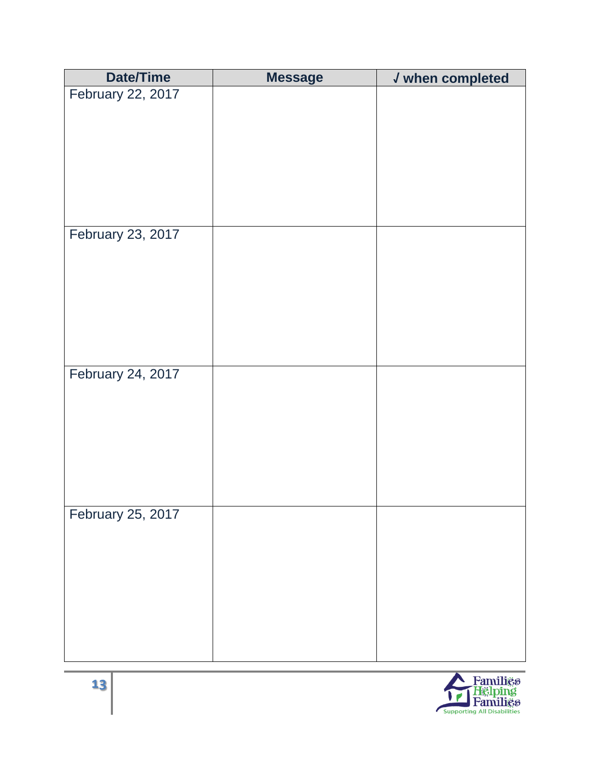| Date/Time | Message | √ when completed |
| --- | --- | --- |
| February 22, 2017 | | |
| February 23, 2017 | | |
| February 24, 2017 | | |
| February 25, 2017 | | |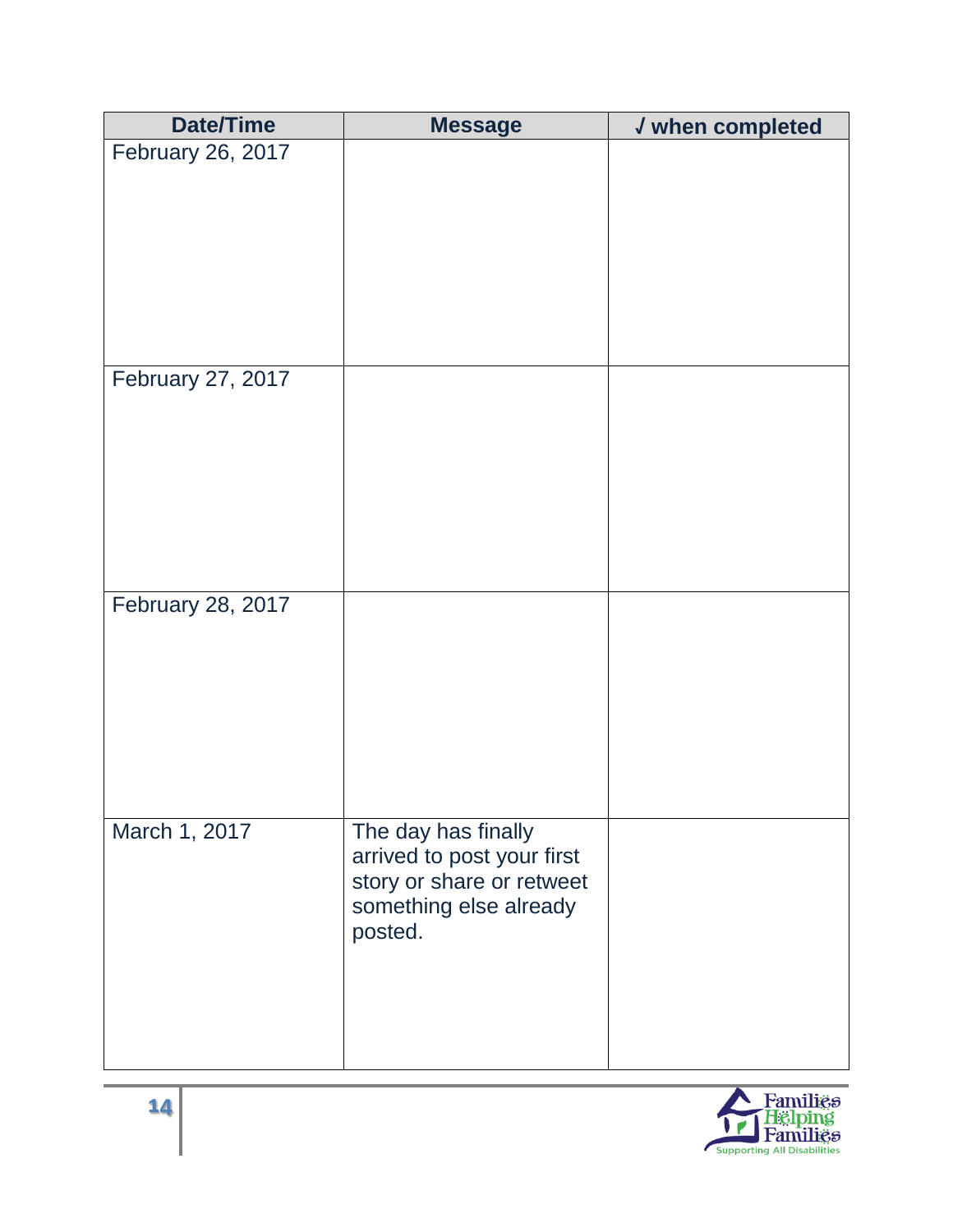| Date/Time | Message | √ when completed |
| --- | --- | --- |
| February 26, 2017 | | |
| February 27, 2017 | | |
| February 28, 2017 | | |
| March 1, 2017 | The day has finally arrived to post your first story or share or retweet something else already posted. | |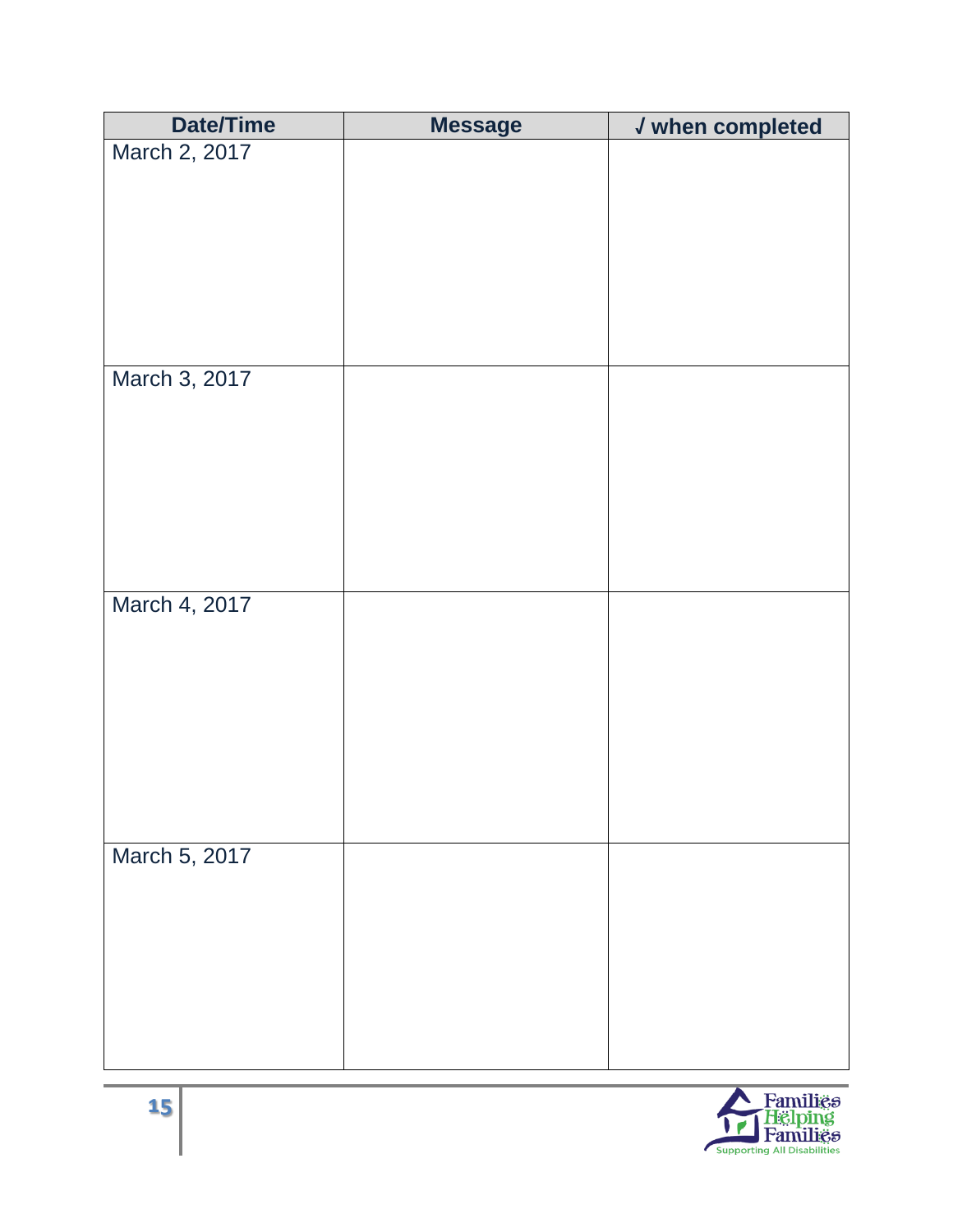| Date/Time | Message | √ when completed |
|---|---|---|
| March 2, 2017 | | |
| March 3, 2017 | | |
| March 4, 2017 | | |
| March 5, 2017 | | |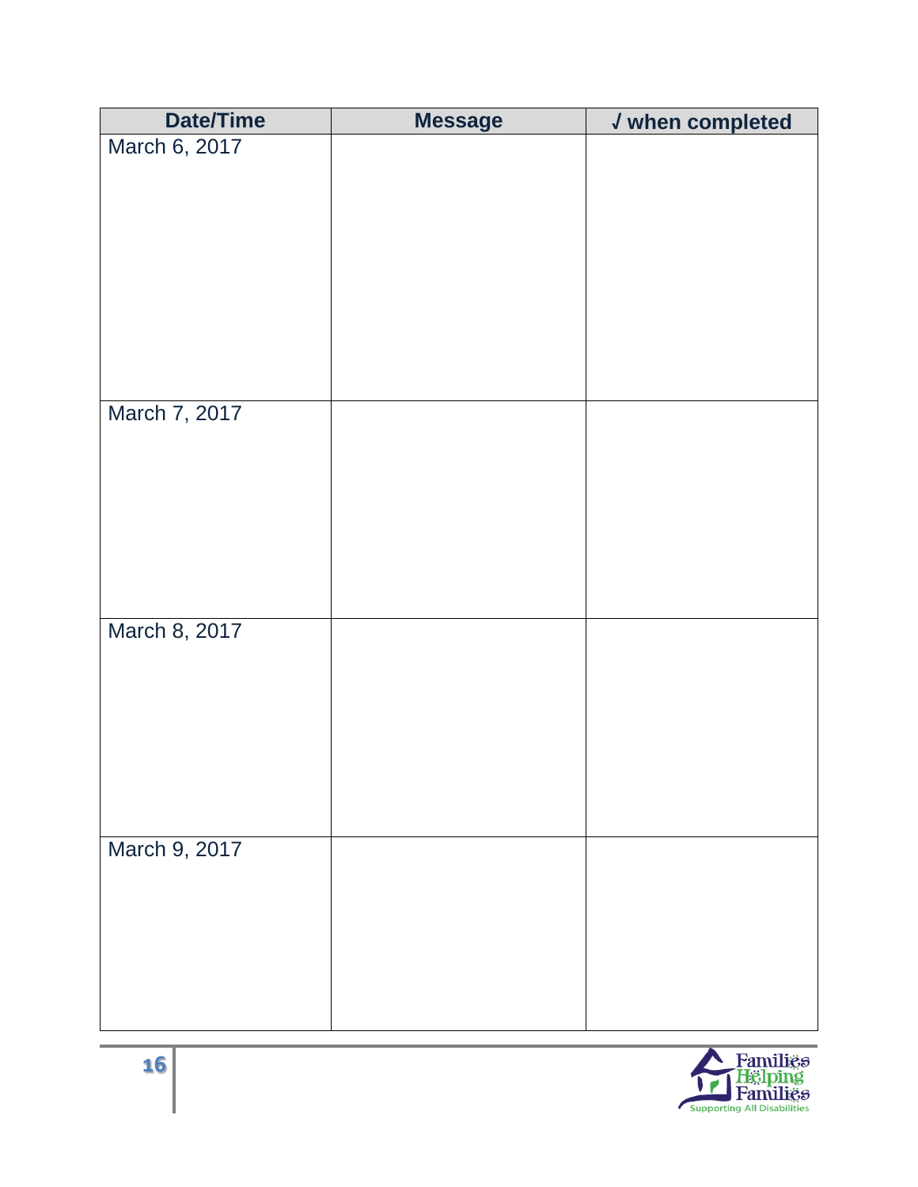| Date/Time | Message | √ when completed |
| --- | --- | --- |
| March 6, 2017 | | |
| March 7, 2017 | | |
| March 8, 2017 | | |
| March 9, 2017 | | |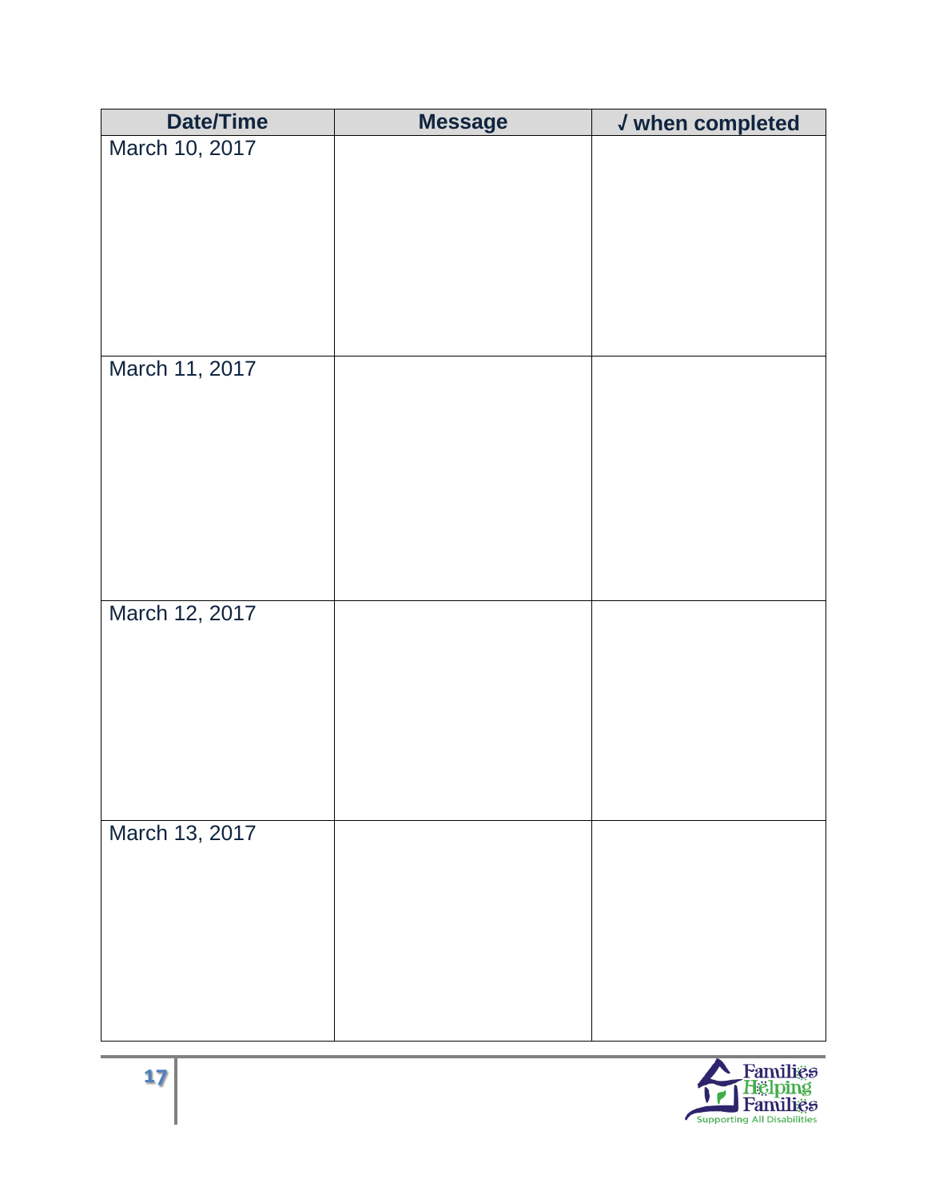| Date/Time | Message | √ when completed |
| --- | --- | --- |
| March 10, 2017 | | |
| March 11, 2017 | | |
| March 12, 2017 | | |
| March 13, 2017 | | |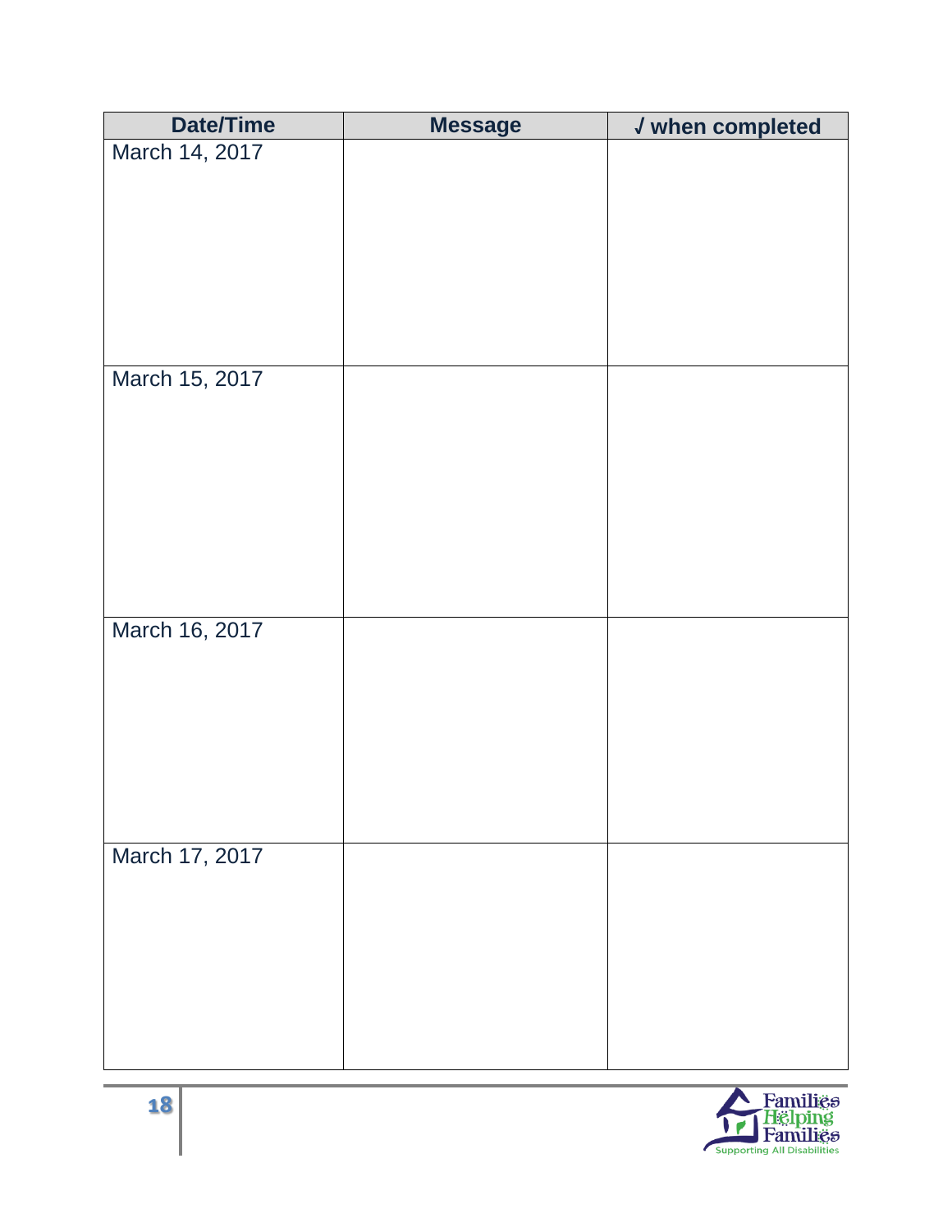| Date/Time | Message | √ when completed |
| --- | --- | --- |
| March 14, 2017 | | |
| March 15, 2017 | | |
| March 16, 2017 | | |
| March 17, 2017 | | |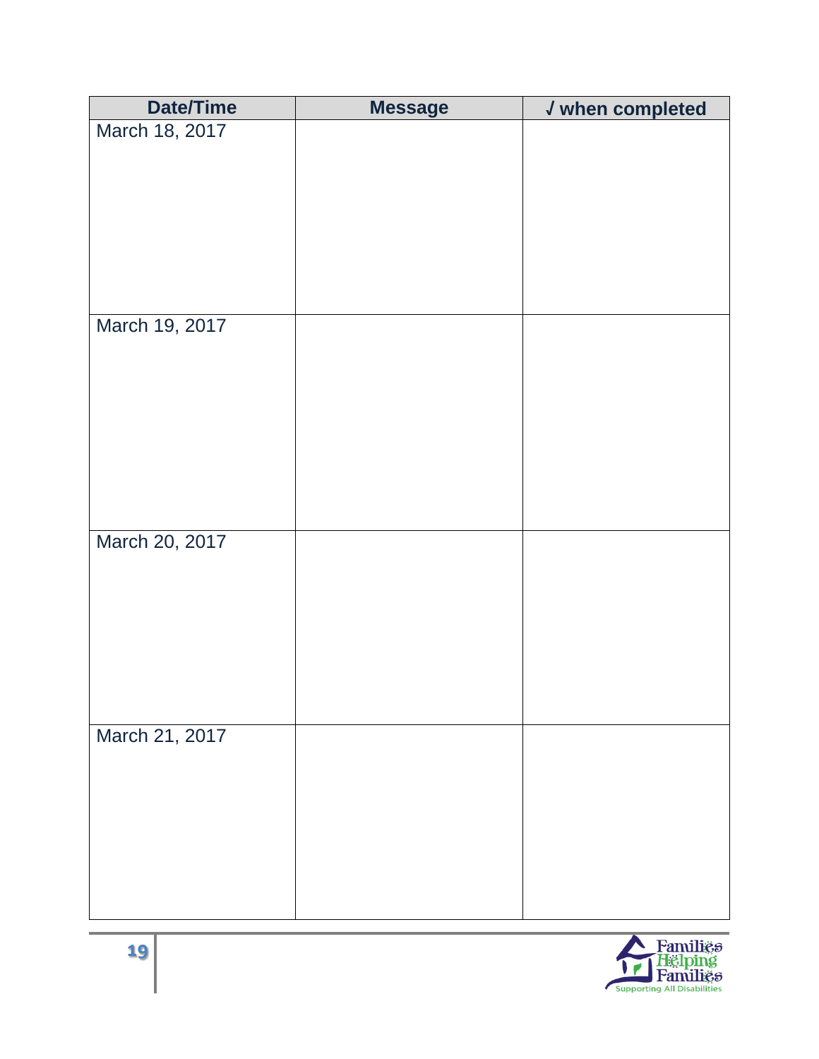| Date/Time | Message | √ when completed |
|---|---|---|
| March 18, 2017 | | |
| March 19, 2017 | | |
| March 20, 2017 | | |
| March 21, 2017 | | |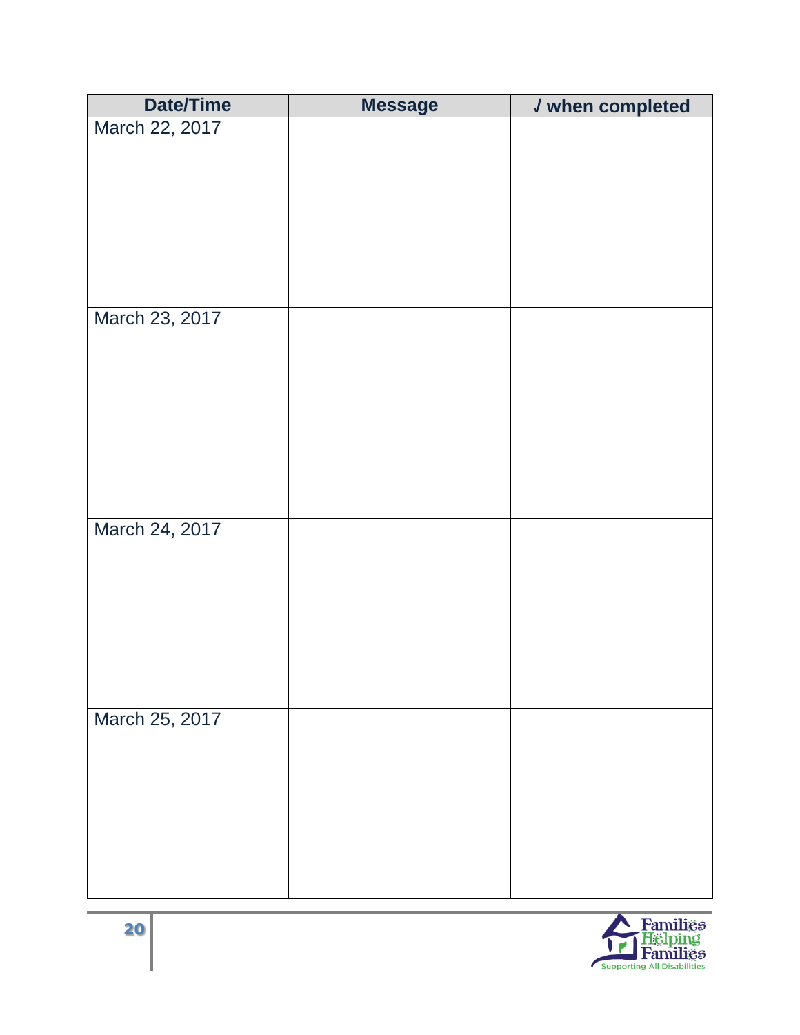| Date/Time | Message | √ when completed |
|---|---|---|
| March 22, 2017 | | |
| March 23, 2017 | | |
| March 24, 2017 | | |
| March 25, 2017 | | |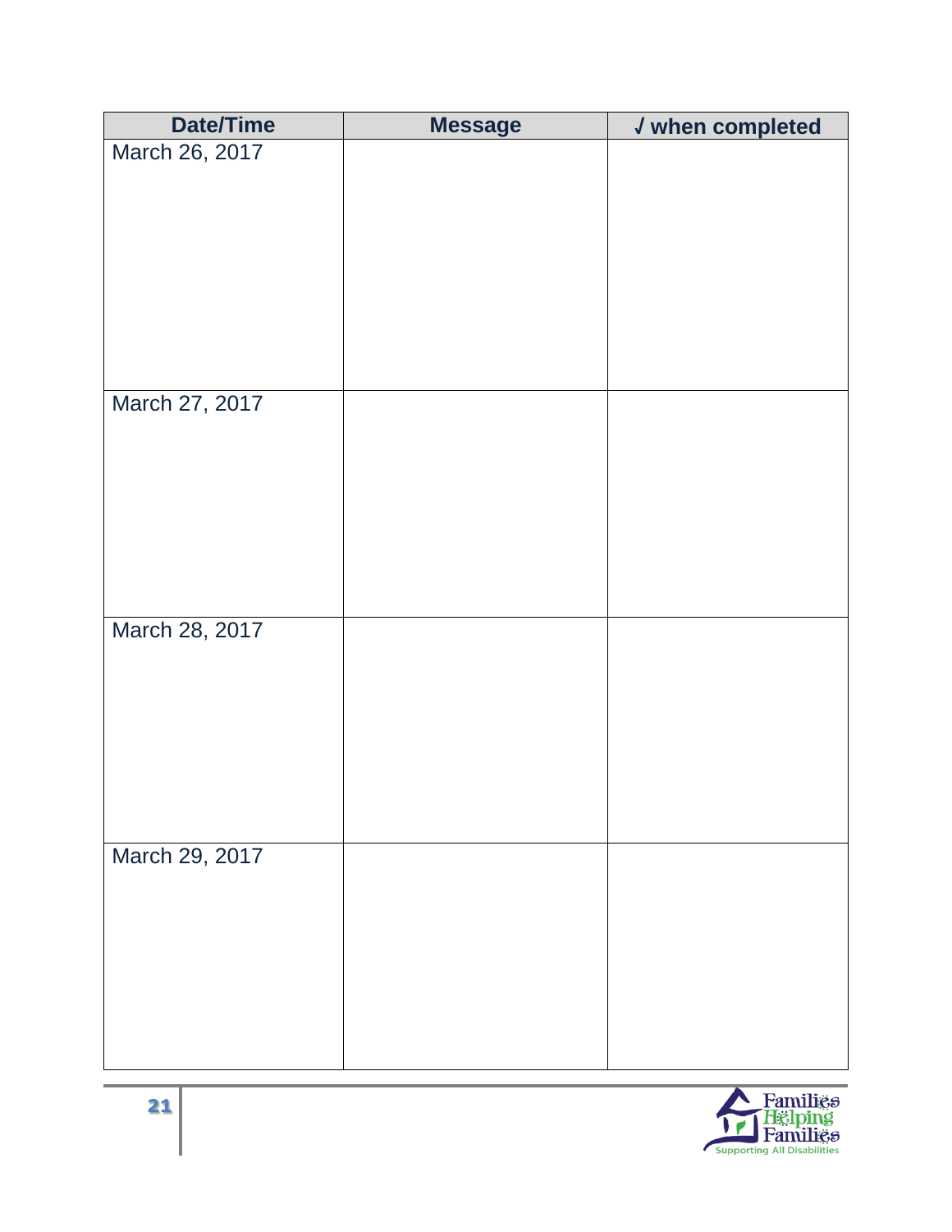| Date/Time | Message | √ when completed |
| --- | --- | --- |
| March 26, 2017 | | |
| March 27, 2017 | | |
| March 28, 2017 | | |
| March 29, 2017 | | |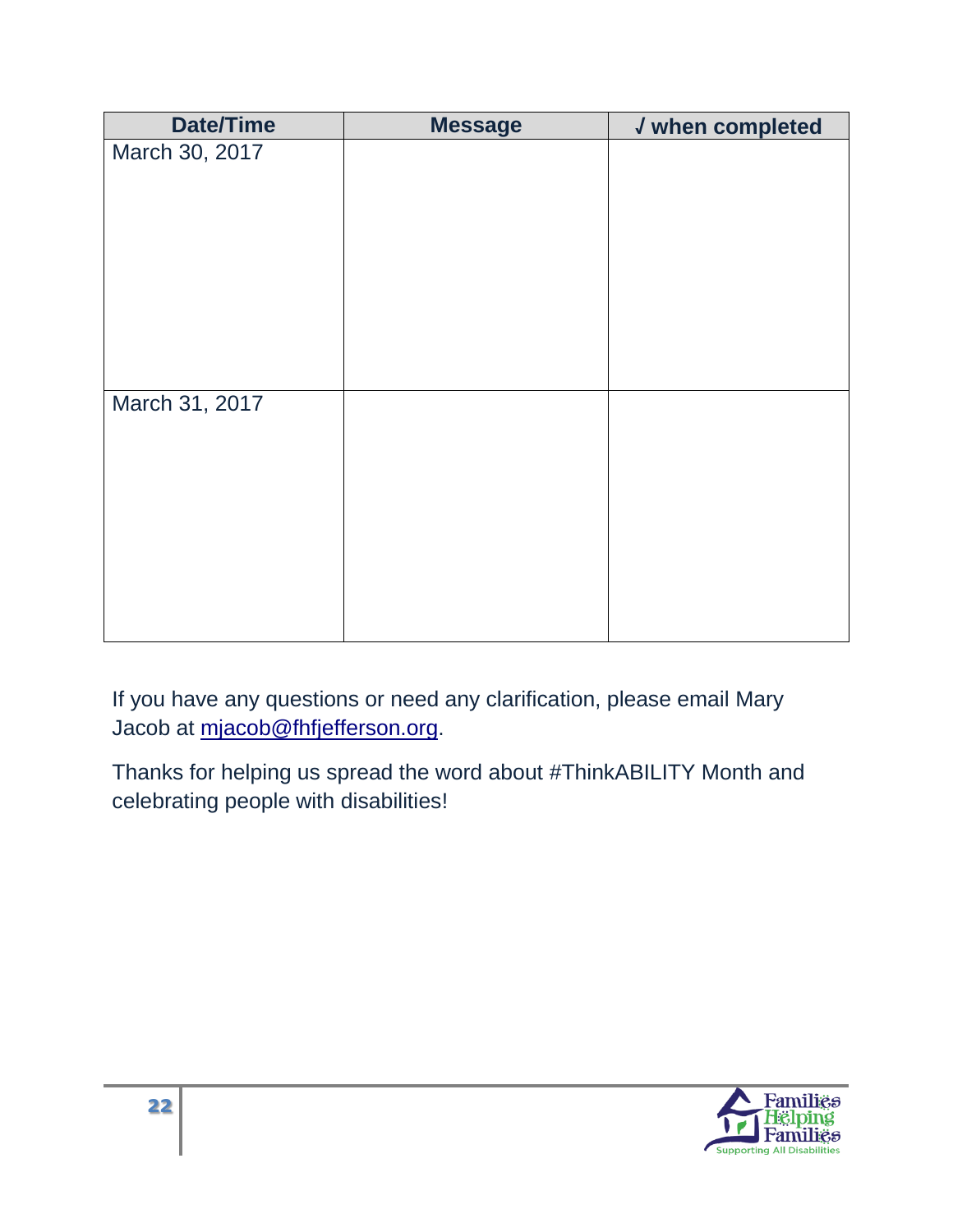| Date/Time | Message | √ when completed |
| --- | --- | --- |
| March 30, 2017 | | |
| March 31, 2017 | | |

If you have any questions or need any clarification, please email Mary Jacob at mjacob@fhfjefferson.org.

Thanks for helping us spread the word about #ThinkABILITY Month and celebrating people with disabilities!